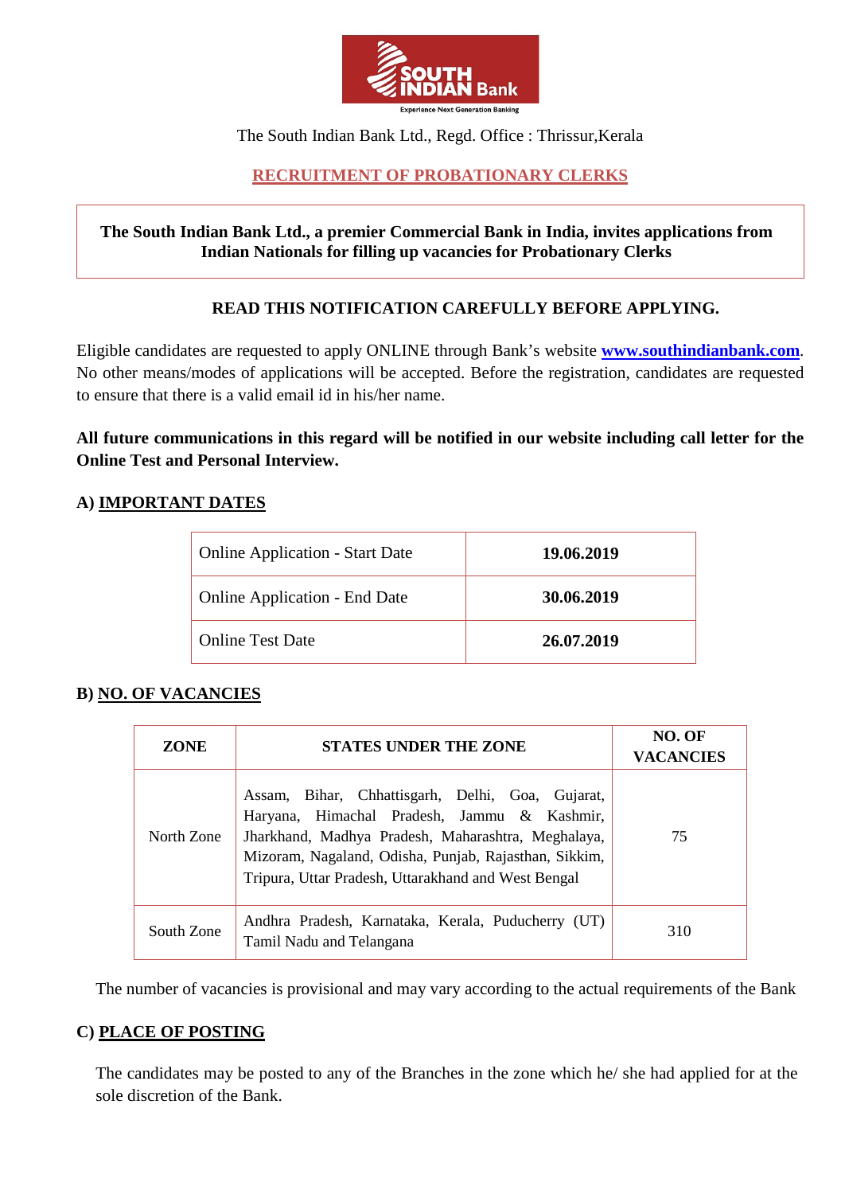The South Indian Bank Ltd., Regd. Office : Thrissur,Kerala

## RECRUITMENT OF PROBATIONARY CLERKS

**The South Indian Bank Ltd., a premier Commercial Bank in India, invites applications from Indian Nationals for filling up vacancies for Probationary Clerks**

**READ THIS NOTIFICATION CAREFULLY BEFORE APPLYING.**

Eligible candidates are requested to apply ONLINE through Bank's website **www.southindianbank.com**. No other means/modes of applications will be accepted. Before the registration, candidates are requested to ensure that there is a valid email id in his/her name.

**All future communications in this regard will be notified in our website including call letter for the Online Test and Personal Interview.**

### A) IMPORTANT DATES

| | |
|---|---|
| Online Application - Start Date | **19.06.2019** |
| Online Application - End Date | **30.06.2019** |
| Online Test Date | **26.07.2019** |

### B) NO. OF VACANCIES

| ZONE | STATES UNDER THE ZONE | NO. OF VACANCIES |
|---|---|---|
| North Zone | Assam, Bihar, Chhattisgarh, Delhi, Goa, Gujarat, Haryana, Himachal Pradesh, Jammu & Kashmir, Jharkhand, Madhya Pradesh, Maharashtra, Meghalaya, Mizoram, Nagaland, Odisha, Punjab, Rajasthan, Sikkim, Tripura, Uttar Pradesh, Uttarakhand and West Bengal | 75 |
| South Zone | Andhra Pradesh, Karnataka, Kerala, Puducherry (UT) Tamil Nadu and Telangana | 310 |

The number of vacancies is provisional and may vary according to the actual requirements of the Bank

### C) PLACE OF POSTING

The candidates may be posted to any of the Branches in the zone which he/ she had applied for at the sole discretion of the Bank.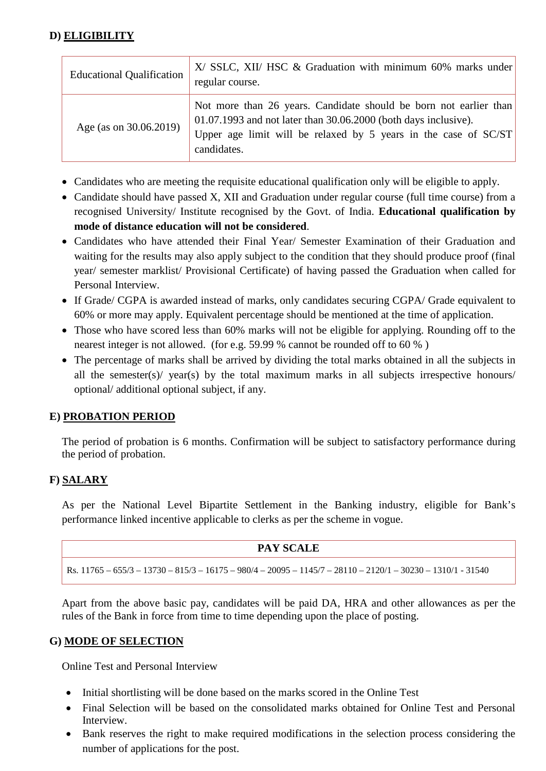## D) <u>ELIGIBILITY</u>

| Educational Qualification | X/ SSLC, XII/ HSC & Graduation with minimum 60% marks under regular course. |
|---|---|
| Age (as on 30.06.2019) | Not more than 26 years. Candidate should be born not earlier than 01.07.1993 and not later than 30.06.2000 (both days inclusive).<br>Upper age limit will be relaxed by 5 years in the case of SC/ST candidates. |

- Candidates who are meeting the requisite educational qualification only will be eligible to apply.
- Candidate should have passed X, XII and Graduation under regular course (full time course) from a recognised University/ Institute recognised by the Govt. of India. **Educational qualification by mode of distance education will not be considered**.
- Candidates who have attended their Final Year/ Semester Examination of their Graduation and waiting for the results may also apply subject to the condition that they should produce proof (final year/ semester marklist/ Provisional Certificate) of having passed the Graduation when called for Personal Interview.
- If Grade/ CGPA is awarded instead of marks, only candidates securing CGPA/ Grade equivalent to 60% or more may apply. Equivalent percentage should be mentioned at the time of application.
- Those who have scored less than 60% marks will not be eligible for applying. Rounding off to the nearest integer is not allowed. (for e.g. 59.99 % cannot be rounded off to 60 % )
- The percentage of marks shall be arrived by dividing the total marks obtained in all the subjects in all the semester(s)/ year(s) by the total maximum marks in all subjects irrespective honours/ optional/ additional optional subject, if any.

## E) <u>PROBATION PERIOD</u>

The period of probation is 6 months. Confirmation will be subject to satisfactory performance during the period of probation.

## F) <u>SALARY</u>

As per the National Level Bipartite Settlement in the Banking industry, eligible for Bank's performance linked incentive applicable to clerks as per the scheme in vogue.

| PAY SCALE |
|---|
| Rs. 11765 – 655/3 – 13730 – 815/3 – 16175 – 980/4 – 20095 – 1145/7 – 28110 – 2120/1 – 30230 – 1310/1 - 31540 |

Apart from the above basic pay, candidates will be paid DA, HRA and other allowances as per the rules of the Bank in force from time to time depending upon the place of posting.

## G) <u>MODE OF SELECTION</u>

Online Test and Personal Interview

- Initial shortlisting will be done based on the marks scored in the Online Test
- Final Selection will be based on the consolidated marks obtained for Online Test and Personal Interview.
- Bank reserves the right to make required modifications in the selection process considering the number of applications for the post.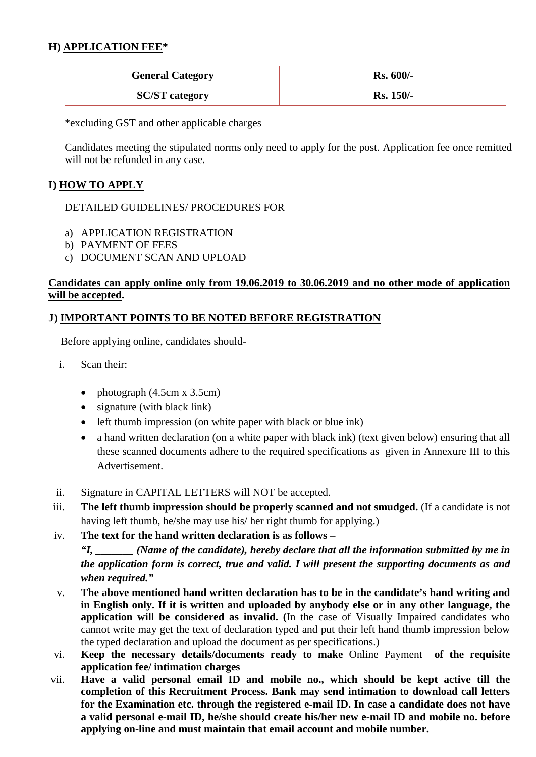## H) <u>APPLICATION FEE</u>*

| General Category | Rs. 600/- |
|---|---|
| SC/ST category | Rs. 150/- |

*excluding GST and other applicable charges

Candidates meeting the stipulated norms only need to apply for the post. Application fee once remitted will not be refunded in any case.

## I) <u>HOW TO APPLY</u>

DETAILED GUIDELINES/ PROCEDURES FOR

a) APPLICATION REGISTRATION
b) PAYMENT OF FEES
c) DOCUMENT SCAN AND UPLOAD

**<u>Candidates can apply online only from 19.06.2019 to 30.06.2019 and no other mode of application will be accepted</u>.**

## J) <u>IMPORTANT POINTS TO BE NOTED BEFORE REGISTRATION</u>

Before applying online, candidates should-

i. Scan their:
   - photograph (4.5cm x 3.5cm)
   - signature (with black link)
   - left thumb impression (on white paper with black or blue ink)
   - a hand written declaration (on a white paper with black ink) (text given below) ensuring that all these scanned documents adhere to the required specifications as given in Annexure III to this Advertisement.

ii. Signature in CAPITAL LETTERS will NOT be accepted.

iii. **The left thumb impression should be properly scanned and not smudged.** (If a candidate is not having left thumb, he/she may use his/ her right thumb for applying.)

iv. **The text for the hand written declaration is as follows –**
***"I, _______ (Name of the candidate), hereby declare that all the information submitted by me in the application form is correct, true and valid. I will present the supporting documents as and when required."***

v. **The above mentioned hand written declaration has to be in the candidate's hand writing and in English only. If it is written and uploaded by anybody else or in any other language, the application will be considered as invalid. (**In the case of Visually Impaired candidates who cannot write may get the text of declaration typed and put their left hand thumb impression below the typed declaration and upload the document as per specifications.)

vi. **Keep the necessary details/documents ready to make** Online Payment **of the requisite application fee/ intimation charges**

vii. **Have a valid personal email ID and mobile no., which should be kept active till the completion of this Recruitment Process. Bank may send intimation to download call letters for the Examination etc. through the registered e-mail ID. In case a candidate does not have a valid personal e-mail ID, he/she should create his/her new e-mail ID and mobile no. before applying on-line and must maintain that email account and mobile number.**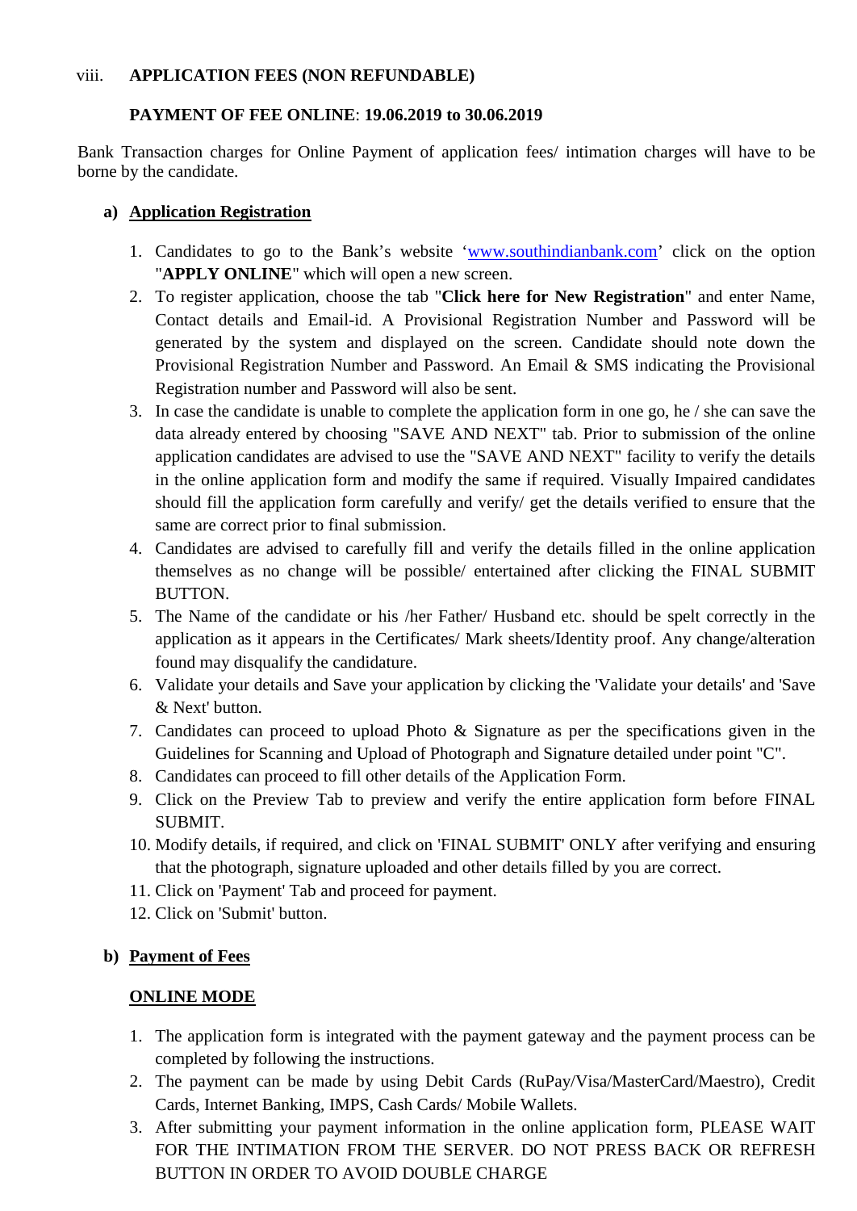viii. **APPLICATION FEES (NON REFUNDABLE)**

**PAYMENT OF FEE ONLINE**: **19.06.2019 to 30.06.2019**

Bank Transaction charges for Online Payment of application fees/ intimation charges will have to be borne by the candidate.

**a) <u>Application Registration</u>**

1. Candidates to go to the Bank's website '[www.southindianbank.com](http://www.southindianbank.com)' click on the option "**APPLY ONLINE**" which will open a new screen.
2. To register application, choose the tab "**Click here for New Registration**" and enter Name, Contact details and Email-id. A Provisional Registration Number and Password will be generated by the system and displayed on the screen. Candidate should note down the Provisional Registration Number and Password. An Email & SMS indicating the Provisional Registration number and Password will also be sent.
3. In case the candidate is unable to complete the application form in one go, he / she can save the data already entered by choosing "SAVE AND NEXT" tab. Prior to submission of the online application candidates are advised to use the "SAVE AND NEXT" facility to verify the details in the online application form and modify the same if required. Visually Impaired candidates should fill the application form carefully and verify/ get the details verified to ensure that the same are correct prior to final submission.
4. Candidates are advised to carefully fill and verify the details filled in the online application themselves as no change will be possible/ entertained after clicking the FINAL SUBMIT BUTTON.
5. The Name of the candidate or his /her Father/ Husband etc. should be spelt correctly in the application as it appears in the Certificates/ Mark sheets/Identity proof. Any change/alteration found may disqualify the candidature.
6. Validate your details and Save your application by clicking the 'Validate your details' and 'Save & Next' button.
7. Candidates can proceed to upload Photo & Signature as per the specifications given in the Guidelines for Scanning and Upload of Photograph and Signature detailed under point "C".
8. Candidates can proceed to fill other details of the Application Form.
9. Click on the Preview Tab to preview and verify the entire application form before FINAL SUBMIT.
10. Modify details, if required, and click on 'FINAL SUBMIT' ONLY after verifying and ensuring that the photograph, signature uploaded and other details filled by you are correct.
11. Click on 'Payment' Tab and proceed for payment.
12. Click on 'Submit' button.

**b) <u>Payment of Fees</u>**

**<u>ONLINE MODE</u>**

1. The application form is integrated with the payment gateway and the payment process can be completed by following the instructions.
2. The payment can be made by using Debit Cards (RuPay/Visa/MasterCard/Maestro), Credit Cards, Internet Banking, IMPS, Cash Cards/ Mobile Wallets.
3. After submitting your payment information in the online application form, PLEASE WAIT FOR THE INTIMATION FROM THE SERVER. DO NOT PRESS BACK OR REFRESH BUTTON IN ORDER TO AVOID DOUBLE CHARGE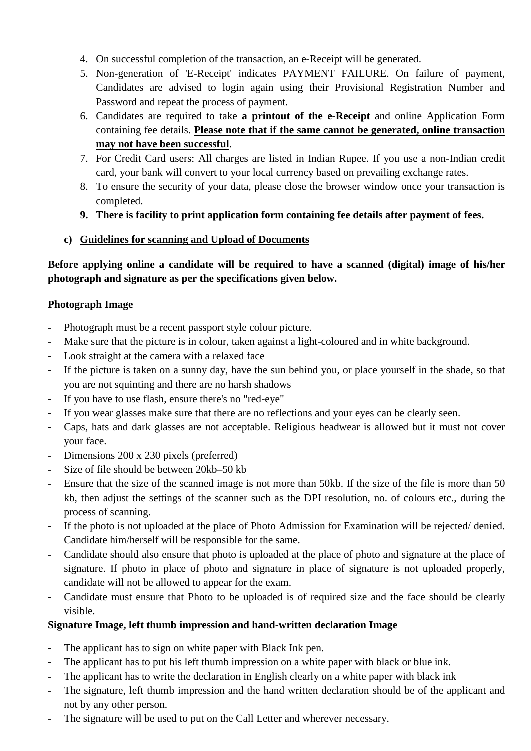4. On successful completion of the transaction, an e-Receipt will be generated.
5. Non-generation of 'E-Receipt' indicates PAYMENT FAILURE. On failure of payment, Candidates are advised to login again using their Provisional Registration Number and Password and repeat the process of payment.
6. Candidates are required to take **a printout of the e-Receipt** and online Application Form containing fee details. **<u>Please note that if the same cannot be generated, online transaction may not have been successful</u>**.
7. For Credit Card users: All charges are listed in Indian Rupee. If you use a non-Indian credit card, your bank will convert to your local currency based on prevailing exchange rates.
8. To ensure the security of your data, please close the browser window once your transaction is completed.
9. **There is facility to print application form containing fee details after payment of fees.**

**c) <u>Guidelines for scanning and Upload of Documents</u>**

**Before applying online a candidate will be required to have a scanned (digital) image of his/her photograph and signature as per the specifications given below.**

**Photograph Image**

- Photograph must be a recent passport style colour picture.
- Make sure that the picture is in colour, taken against a light-coloured and in white background.
- Look straight at the camera with a relaxed face
- If the picture is taken on a sunny day, have the sun behind you, or place yourself in the shade, so that you are not squinting and there are no harsh shadows
- If you have to use flash, ensure there's no "red-eye"
- If you wear glasses make sure that there are no reflections and your eyes can be clearly seen.
- Caps, hats and dark glasses are not acceptable. Religious headwear is allowed but it must not cover your face.
- Dimensions 200 x 230 pixels (preferred)
- Size of file should be between 20kb–50 kb
- Ensure that the size of the scanned image is not more than 50kb. If the size of the file is more than 50 kb, then adjust the settings of the scanner such as the DPI resolution, no. of colours etc., during the process of scanning.
- If the photo is not uploaded at the place of Photo Admission for Examination will be rejected/ denied. Candidate him/herself will be responsible for the same.
- Candidate should also ensure that photo is uploaded at the place of photo and signature at the place of signature. If photo in place of photo and signature in place of signature is not uploaded properly, candidate will not be allowed to appear for the exam.
- Candidate must ensure that Photo to be uploaded is of required size and the face should be clearly visible.

**Signature Image, left thumb impression and hand-written declaration Image**

- The applicant has to sign on white paper with Black Ink pen.
- The applicant has to put his left thumb impression on a white paper with black or blue ink.
- The applicant has to write the declaration in English clearly on a white paper with black ink
- The signature, left thumb impression and the hand written declaration should be of the applicant and not by any other person.
- The signature will be used to put on the Call Letter and wherever necessary.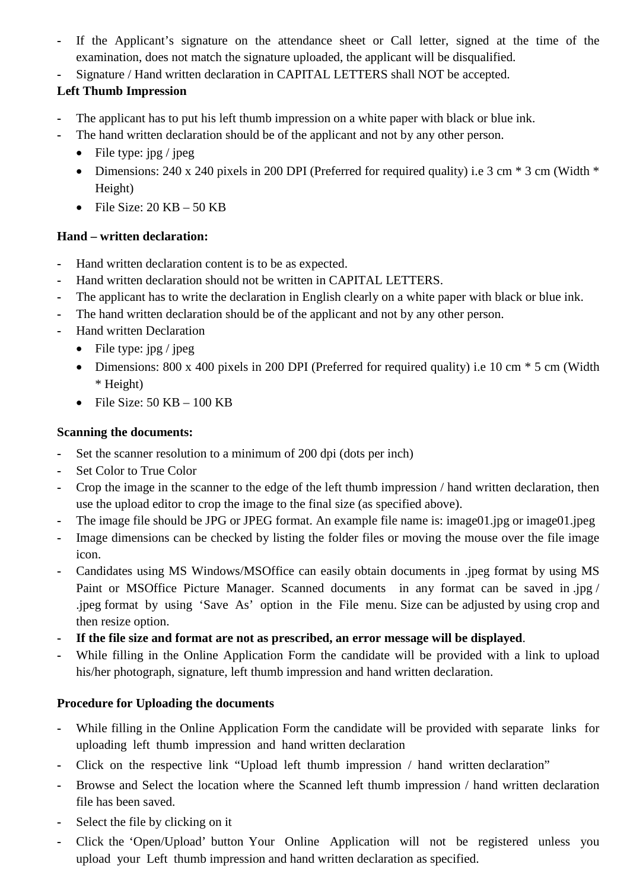- If the Applicant's signature on the attendance sheet or Call letter, signed at the time of the examination, does not match the signature uploaded, the applicant will be disqualified.
- Signature / Hand written declaration in CAPITAL LETTERS shall NOT be accepted.

**Left Thumb Impression**

- The applicant has to put his left thumb impression on a white paper with black or blue ink.
- The hand written declaration should be of the applicant and not by any other person.
  - File type: jpg / jpeg
  - Dimensions: 240 x 240 pixels in 200 DPI (Preferred for required quality) i.e 3 cm * 3 cm (Width * Height)
  - File Size: 20 KB – 50 KB

**Hand – written declaration:**

- Hand written declaration content is to be as expected.
- Hand written declaration should not be written in CAPITAL LETTERS.
- The applicant has to write the declaration in English clearly on a white paper with black or blue ink.
- The hand written declaration should be of the applicant and not by any other person.
- Hand written Declaration
  - File type: jpg / jpeg
  - Dimensions: 800 x 400 pixels in 200 DPI (Preferred for required quality) i.e 10 cm * 5 cm (Width * Height)
  - File Size: 50 KB – 100 KB

**Scanning the documents:**

- Set the scanner resolution to a minimum of 200 dpi (dots per inch)
- Set Color to True Color
- Crop the image in the scanner to the edge of the left thumb impression / hand written declaration, then use the upload editor to crop the image to the final size (as specified above).
- The image file should be JPG or JPEG format. An example file name is: image01.jpg or image01.jpeg
- Image dimensions can be checked by listing the folder files or moving the mouse over the file image icon.
- Candidates using MS Windows/MSOffice can easily obtain documents in .jpeg format by using MS Paint or MSOffice Picture Manager. Scanned documents in any format can be saved in .jpg / .jpeg format by using 'Save As' option in the File menu. Size can be adjusted by using crop and then resize option.
- **If the file size and format are not as prescribed, an error message will be displayed**.
- While filling in the Online Application Form the candidate will be provided with a link to upload his/her photograph, signature, left thumb impression and hand written declaration.

**Procedure for Uploading the documents**

- While filling in the Online Application Form the candidate will be provided with separate links for uploading left thumb impression and hand written declaration
- Click on the respective link "Upload left thumb impression / hand written declaration"
- Browse and Select the location where the Scanned left thumb impression / hand written declaration file has been saved.
- Select the file by clicking on it
- Click the 'Open/Upload' button Your Online Application will not be registered unless you upload your Left thumb impression and hand written declaration as specified.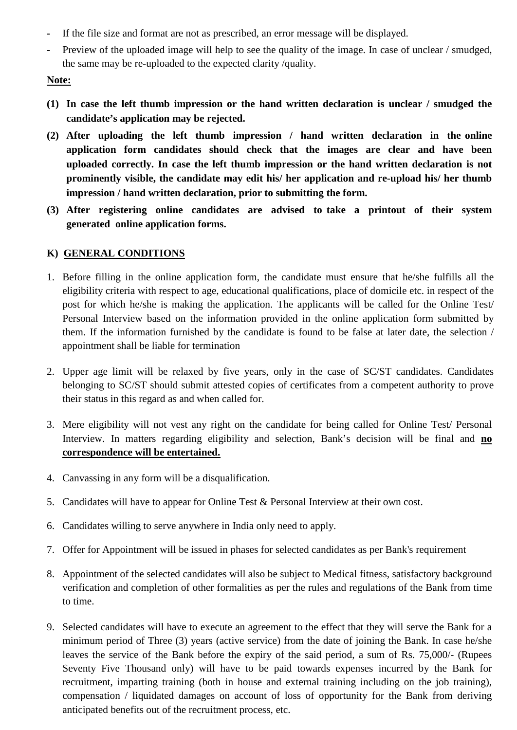- If the file size and format are not as prescribed, an error message will be displayed.
- Preview of the uploaded image will help to see the quality of the image. In case of unclear / smudged, the same may be re-uploaded to the expected clarity /quality.

**Note:**

**(1) In case the left thumb impression or the hand written declaration is unclear / smudged the candidate's application may be rejected.**

**(2) After uploading the left thumb impression / hand written declaration in the online application form candidates should check that the images are clear and have been uploaded correctly. In case the left thumb impression or the hand written declaration is not prominently visible, the candidate may edit his/ her application and re-upload his/ her thumb impression / hand written declaration, prior to submitting the form.**

**(3) After registering online candidates are advised to take a printout of their system generated online application forms.**

## K) GENERAL CONDITIONS

1. Before filling in the online application form, the candidate must ensure that he/she fulfills all the eligibility criteria with respect to age, educational qualifications, place of domicile etc. in respect of the post for which he/she is making the application. The applicants will be called for the Online Test/ Personal Interview based on the information provided in the online application form submitted by them. If the information furnished by the candidate is found to be false at later date, the selection / appointment shall be liable for termination

2. Upper age limit will be relaxed by five years, only in the case of SC/ST candidates. Candidates belonging to SC/ST should submit attested copies of certificates from a competent authority to prove their status in this regard as and when called for.

3. Mere eligibility will not vest any right on the candidate for being called for Online Test/ Personal Interview. In matters regarding eligibility and selection, Bank's decision will be final and **no correspondence will be entertained.**

4. Canvassing in any form will be a disqualification.

5. Candidates will have to appear for Online Test & Personal Interview at their own cost.

6. Candidates willing to serve anywhere in India only need to apply.

7. Offer for Appointment will be issued in phases for selected candidates as per Bank's requirement

8. Appointment of the selected candidates will also be subject to Medical fitness, satisfactory background verification and completion of other formalities as per the rules and regulations of the Bank from time to time.

9. Selected candidates will have to execute an agreement to the effect that they will serve the Bank for a minimum period of Three (3) years (active service) from the date of joining the Bank. In case he/she leaves the service of the Bank before the expiry of the said period, a sum of Rs. 75,000/- (Rupees Seventy Five Thousand only) will have to be paid towards expenses incurred by the Bank for recruitment, imparting training (both in house and external training including on the job training), compensation / liquidated damages on account of loss of opportunity for the Bank from deriving anticipated benefits out of the recruitment process, etc.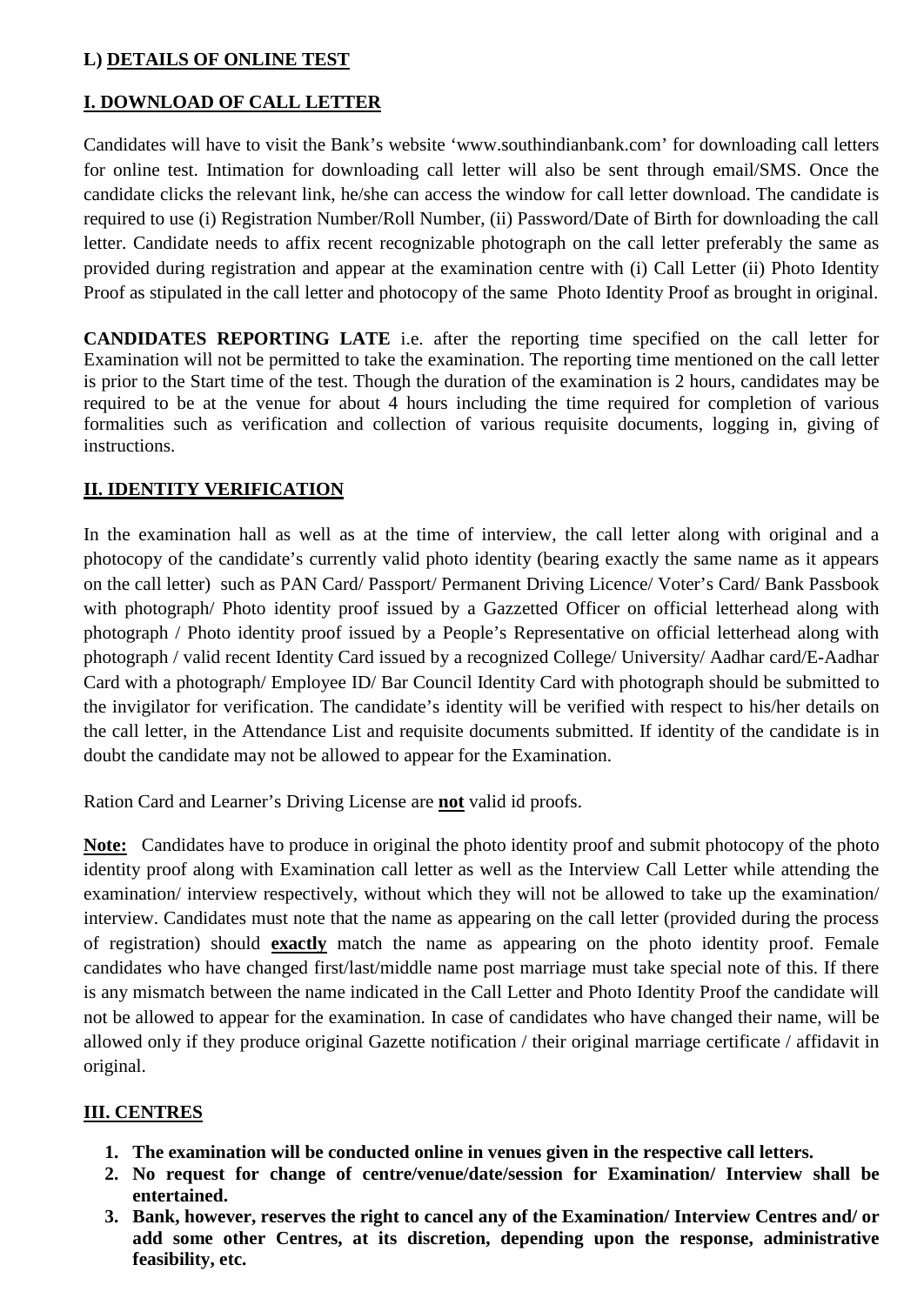## L) DETAILS OF ONLINE TEST

### I. DOWNLOAD OF CALL LETTER

Candidates will have to visit the Bank's website 'www.southindianbank.com' for downloading call letters for online test. Intimation for downloading call letter will also be sent through email/SMS. Once the candidate clicks the relevant link, he/she can access the window for call letter download. The candidate is required to use (i) Registration Number/Roll Number, (ii) Password/Date of Birth for downloading the call letter. Candidate needs to affix recent recognizable photograph on the call letter preferably the same as provided during registration and appear at the examination centre with (i) Call Letter (ii) Photo Identity Proof as stipulated in the call letter and photocopy of the same Photo Identity Proof as brought in original.

**CANDIDATES REPORTING LATE** i.e. after the reporting time specified on the call letter for Examination will not be permitted to take the examination. The reporting time mentioned on the call letter is prior to the Start time of the test. Though the duration of the examination is 2 hours, candidates may be required to be at the venue for about 4 hours including the time required for completion of various formalities such as verification and collection of various requisite documents, logging in, giving of instructions.

### II. IDENTITY VERIFICATION

In the examination hall as well as at the time of interview, the call letter along with original and a photocopy of the candidate's currently valid photo identity (bearing exactly the same name as it appears on the call letter) such as PAN Card/ Passport/ Permanent Driving Licence/ Voter's Card/ Bank Passbook with photograph/ Photo identity proof issued by a Gazzetted Officer on official letterhead along with photograph / Photo identity proof issued by a People's Representative on official letterhead along with photograph / valid recent Identity Card issued by a recognized College/ University/ Aadhar card/E-Aadhar Card with a photograph/ Employee ID/ Bar Council Identity Card with photograph should be submitted to the invigilator for verification. The candidate's identity will be verified with respect to his/her details on the call letter, in the Attendance List and requisite documents submitted. If identity of the candidate is in doubt the candidate may not be allowed to appear for the Examination.

Ration Card and Learner's Driving License are **not** valid id proofs.

**Note:** Candidates have to produce in original the photo identity proof and submit photocopy of the photo identity proof along with Examination call letter as well as the Interview Call Letter while attending the examination/ interview respectively, without which they will not be allowed to take up the examination/ interview. Candidates must note that the name as appearing on the call letter (provided during the process of registration) should **exactly** match the name as appearing on the photo identity proof. Female candidates who have changed first/last/middle name post marriage must take special note of this. If there is any mismatch between the name indicated in the Call Letter and Photo Identity Proof the candidate will not be allowed to appear for the examination. In case of candidates who have changed their name, will be allowed only if they produce original Gazette notification / their original marriage certificate / affidavit in original.

### III. CENTRES

1. **The examination will be conducted online in venues given in the respective call letters.**
2. **No request for change of centre/venue/date/session for Examination/ Interview shall be entertained.**
3. **Bank, however, reserves the right to cancel any of the Examination/ Interview Centres and/ or add some other Centres, at its discretion, depending upon the response, administrative feasibility, etc.**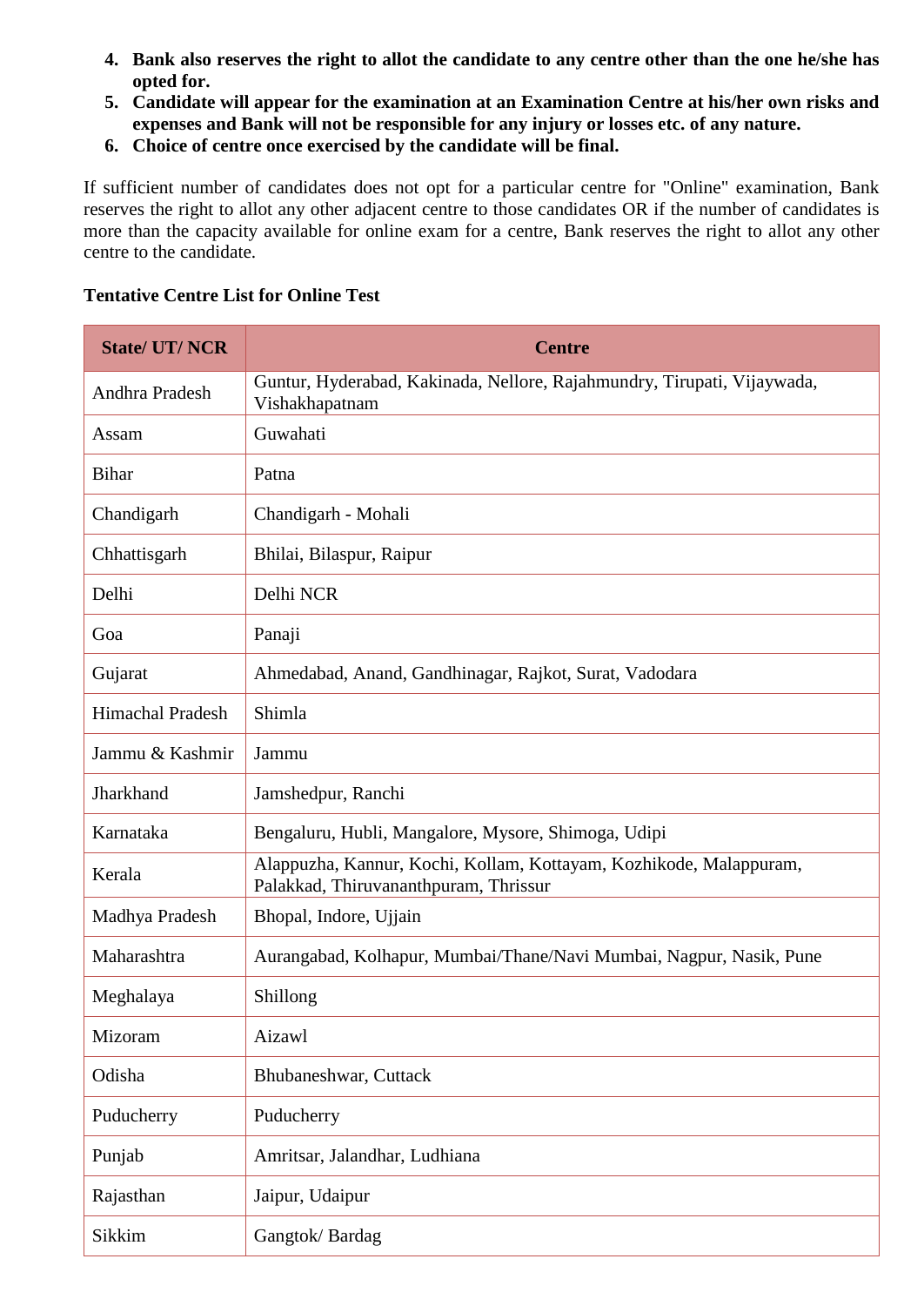4. **Bank also reserves the right to allot the candidate to any centre other than the one he/she has opted for.**
5. **Candidate will appear for the examination at an Examination Centre at his/her own risks and expenses and Bank will not be responsible for any injury or losses etc. of any nature.**
6. **Choice of centre once exercised by the candidate will be final.**

If sufficient number of candidates does not opt for a particular centre for "Online" examination, Bank reserves the right to allot any other adjacent centre to those candidates OR if the number of candidates is more than the capacity available for online exam for a centre, Bank reserves the right to allot any other centre to the candidate.

**Tentative Centre List for Online Test**

| State/ UT/ NCR | Centre |
|---|---|
| Andhra Pradesh | Guntur, Hyderabad, Kakinada, Nellore, Rajahmundry, Tirupati, Vijaywada, Vishakhapatnam |
| Assam | Guwahati |
| Bihar | Patna |
| Chandigarh | Chandigarh - Mohali |
| Chhattisgarh | Bhilai, Bilaspur, Raipur |
| Delhi | Delhi NCR |
| Goa | Panaji |
| Gujarat | Ahmedabad, Anand, Gandhinagar, Rajkot, Surat, Vadodara |
| Himachal Pradesh | Shimla |
| Jammu & Kashmir | Jammu |
| Jharkhand | Jamshedpur, Ranchi |
| Karnataka | Bengaluru, Hubli, Mangalore, Mysore, Shimoga, Udipi |
| Kerala | Alappuzha, Kannur, Kochi, Kollam, Kottayam, Kozhikode, Malappuram, Palakkad, Thiruvananthpuram, Thrissur |
| Madhya Pradesh | Bhopal, Indore, Ujjain |
| Maharashtra | Aurangabad, Kolhapur, Mumbai/Thane/Navi Mumbai, Nagpur, Nasik, Pune |
| Meghalaya | Shillong |
| Mizoram | Aizawl |
| Odisha | Bhubaneshwar, Cuttack |
| Puducherry | Puducherry |
| Punjab | Amritsar, Jalandhar, Ludhiana |
| Rajasthan | Jaipur, Udaipur |
| Sikkim | Gangtok/ Bardag |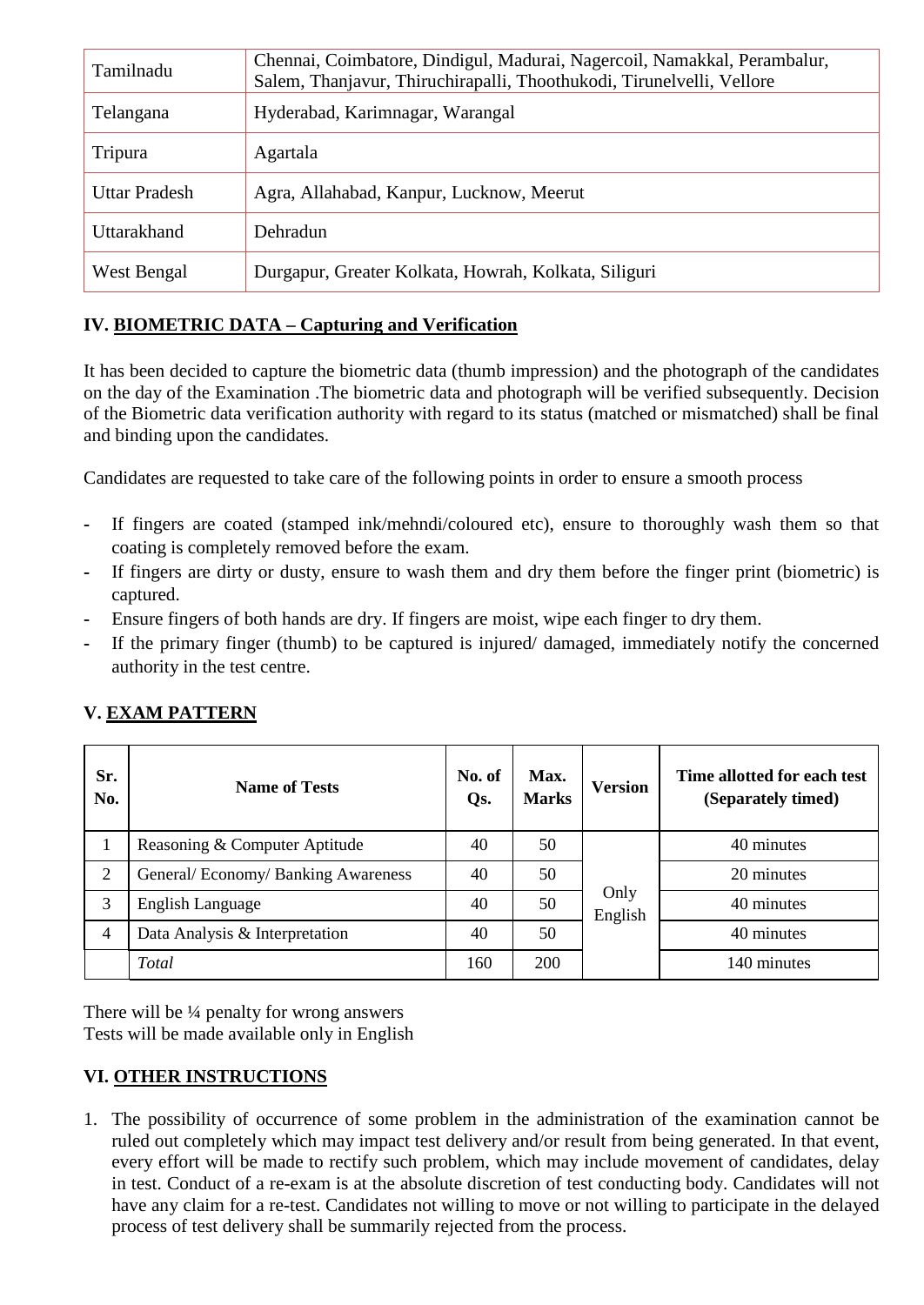| Tamilnadu | Chennai, Coimbatore, Dindigul, Madurai, Nagercoil, Namakkal, Perambalur, Salem, Thanjavur, Thiruchirapalli, Thoothukodi, Tirunelvelli, Vellore |
|---|---|
| Telangana | Hyderabad, Karimnagar, Warangal |
| Tripura | Agartala |
| Uttar Pradesh | Agra, Allahabad, Kanpur, Lucknow, Meerut |
| Uttarakhand | Dehradun |
| West Bengal | Durgapur, Greater Kolkata, Howrah, Kolkata, Siliguri |

## IV. BIOMETRIC DATA – Capturing and Verification

It has been decided to capture the biometric data (thumb impression) and the photograph of the candidates on the day of the Examination .The biometric data and photograph will be verified subsequently. Decision of the Biometric data verification authority with regard to its status (matched or mismatched) shall be final and binding upon the candidates.

Candidates are requested to take care of the following points in order to ensure a smooth process

- If fingers are coated (stamped ink/mehndi/coloured etc), ensure to thoroughly wash them so that coating is completely removed before the exam.
- If fingers are dirty or dusty, ensure to wash them and dry them before the finger print (biometric) is captured.
- Ensure fingers of both hands are dry. If fingers are moist, wipe each finger to dry them.
- If the primary finger (thumb) to be captured is injured/ damaged, immediately notify the concerned authority in the test centre.

## V. EXAM PATTERN

| Sr. No. | Name of Tests | No. of Qs. | Max. Marks | Version | Time allotted for each test (Separately timed) |
|---|---|---|---|---|---|
| 1 | Reasoning & Computer Aptitude | 40 | 50 | Only English | 40 minutes |
| 2 | General/ Economy/ Banking Awareness | 40 | 50 | | 20 minutes |
| 3 | English Language | 40 | 50 | | 40 minutes |
| 4 | Data Analysis & Interpretation | 40 | 50 | | 40 minutes |
| | *Total* | 160 | 200 | | 140 minutes |

There will be ¼ penalty for wrong answers
Tests will be made available only in English

## VI. OTHER INSTRUCTIONS

1. The possibility of occurrence of some problem in the administration of the examination cannot be ruled out completely which may impact test delivery and/or result from being generated. In that event, every effort will be made to rectify such problem, which may include movement of candidates, delay in test. Conduct of a re-exam is at the absolute discretion of test conducting body. Candidates will not have any claim for a re-test. Candidates not willing to move or not willing to participate in the delayed process of test delivery shall be summarily rejected from the process.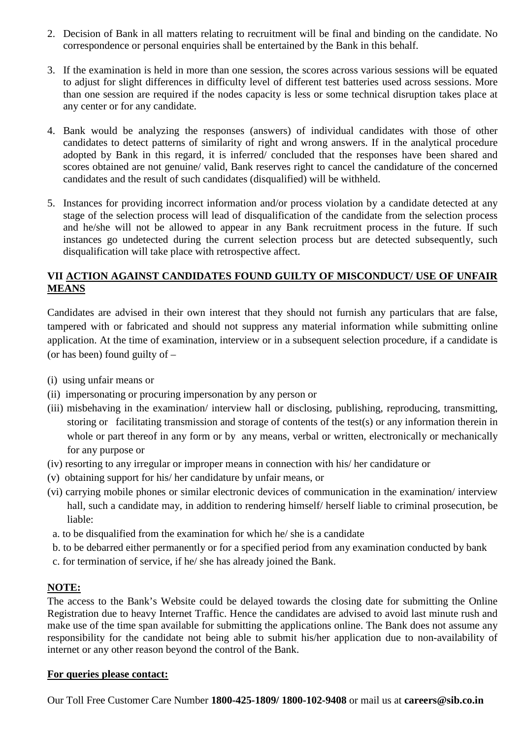2. Decision of Bank in all matters relating to recruitment will be final and binding on the candidate. No correspondence or personal enquiries shall be entertained by the Bank in this behalf.

3. If the examination is held in more than one session, the scores across various sessions will be equated to adjust for slight differences in difficulty level of different test batteries used across sessions. More than one session are required if the nodes capacity is less or some technical disruption takes place at any center or for any candidate.

4. Bank would be analyzing the responses (answers) of individual candidates with those of other candidates to detect patterns of similarity of right and wrong answers. If in the analytical procedure adopted by Bank in this regard, it is inferred/ concluded that the responses have been shared and scores obtained are not genuine/ valid, Bank reserves right to cancel the candidature of the concerned candidates and the result of such candidates (disqualified) will be withheld.

5. Instances for providing incorrect information and/or process violation by a candidate detected at any stage of the selection process will lead of disqualification of the candidate from the selection process and he/she will not be allowed to appear in any Bank recruitment process in the future. If such instances go undetected during the current selection process but are detected subsequently, such disqualification will take place with retrospective affect.

## VII <u>ACTION AGAINST CANDIDATES FOUND GUILTY OF MISCONDUCT/ USE OF UNFAIR MEANS</u>

Candidates are advised in their own interest that they should not furnish any particulars that are false, tampered with or fabricated and should not suppress any material information while submitting online application. At the time of examination, interview or in a subsequent selection procedure, if a candidate is (or has been) found guilty of –

(i) using unfair means or
(ii) impersonating or procuring impersonation by any person or
(iii) misbehaving in the examination/ interview hall or disclosing, publishing, reproducing, transmitting, storing or facilitating transmission and storage of contents of the test(s) or any information therein in whole or part thereof in any form or by any means, verbal or written, electronically or mechanically for any purpose or
(iv) resorting to any irregular or improper means in connection with his/ her candidature or
(v) obtaining support for his/ her candidature by unfair means, or
(vi) carrying mobile phones or similar electronic devices of communication in the examination/ interview hall, such a candidate may, in addition to rendering himself/ herself liable to criminal prosecution, be liable:

a. to be disqualified from the examination for which he/ she is a candidate
b. to be debarred either permanently or for a specified period from any examination conducted by bank
c. for termination of service, if he/ she has already joined the Bank.

**<u>NOTE:</u>**

The access to the Bank's Website could be delayed towards the closing date for submitting the Online Registration due to heavy Internet Traffic. Hence the candidates are advised to avoid last minute rush and make use of the time span available for submitting the applications online. The Bank does not assume any responsibility for the candidate not being able to submit his/her application due to non-availability of internet or any other reason beyond the control of the Bank.

**<u>For queries please contact:</u>**

Our Toll Free Customer Care Number **1800-425-1809/ 1800-102-9408** or mail us at **careers@sib.co.in**